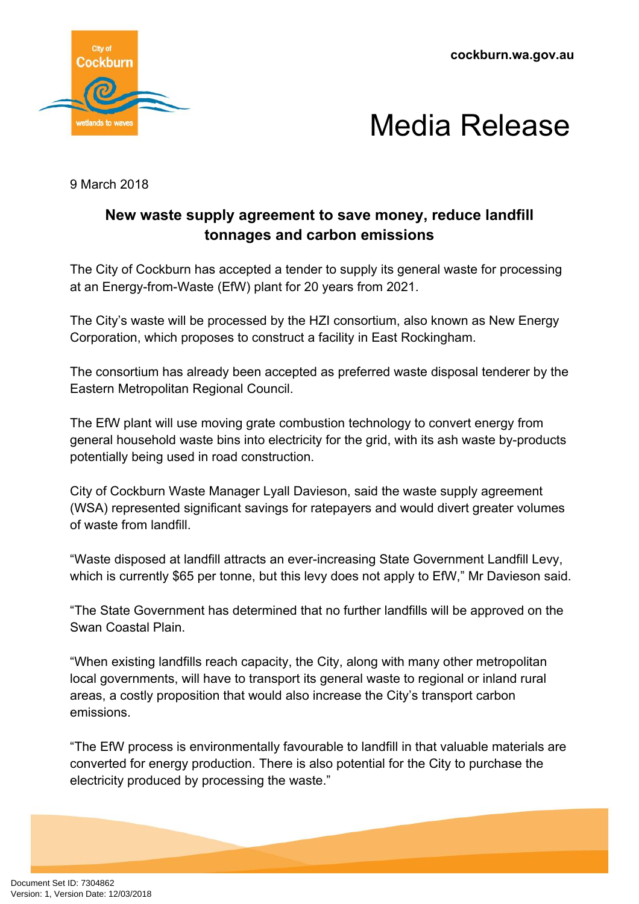cockburn.wa.gov.au

# Media Release

9 March 2018

## New waste supply agreement to save money, reduce landfill tonnages and carbon emissions

The City of Cockburn has accepted a tender to supply its general waste for processing at an Energy-from-Waste (EfW) plant for 20 years from 2021.

The City's waste will be processed by the HZI consortium, also known as New Energy Corporation, which proposes to construct a facility in East Rockingham.

The consortium has already been accepted as preferred waste disposal tenderer by the Eastern Metropolitan Regional Council.

The EfW plant will use moving grate combustion technology to convert energy from general household waste bins into electricity for the grid, with its ash waste by-products potentially being used in road construction.

City of Cockburn Waste Manager Lyall Davieson, said the waste supply agreement (WSA) represented significant savings for ratepayers and would divert greater volumes of waste from landfill.

"Waste disposed at landfill attracts an ever-increasing State Government Landfill Levy, which is currently $65 per tonne, but this levy does not apply to EfW," Mr Davieson said.

"The State Government has determined that no further landfills will be approved on the Swan Coastal Plain.

"When existing landfills reach capacity, the City, along with many other metropolitan local governments, will have to transport its general waste to regional or inland rural areas, a costly proposition that would also increase the City's transport carbon emissions.

"The EfW process is environmentally favourable to landfill in that valuable materials are converted for energy production. There is also potential for the City to purchase the electricity produced by processing the waste."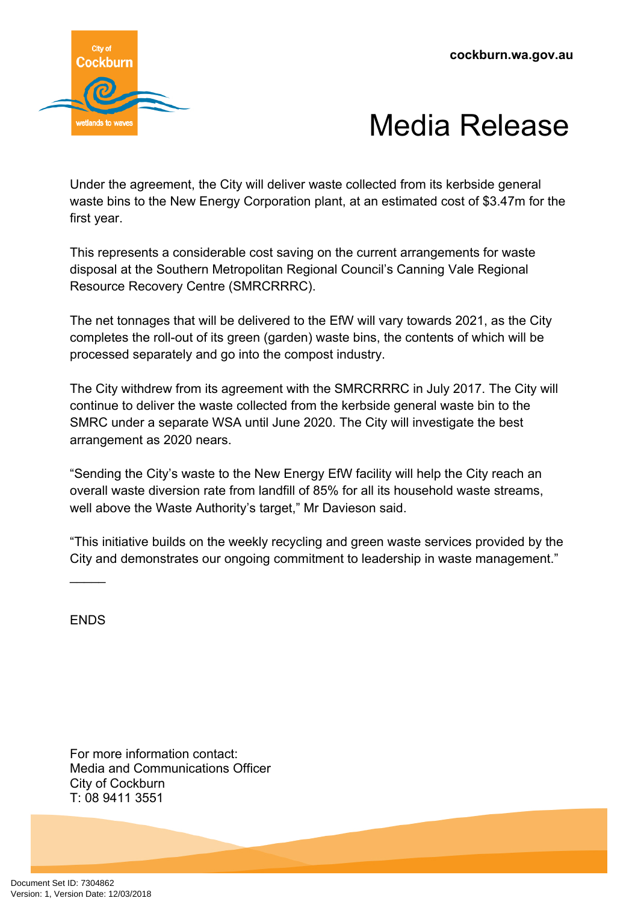Under the agreement, the City will deliver waste collected from its kerbside general waste bins to the New Energy Corporation plant, at an estimated cost of $3.47m for the first year.

This represents a considerable cost saving on the current arrangements for waste disposal at the Southern Metropolitan Regional Council's Canning Vale Regional Resource Recovery Centre (SMRCRRRC).

The net tonnages that will be delivered to the EfW will vary towards 2021, as the City completes the roll-out of its green (garden) waste bins, the contents of which will be processed separately and go into the compost industry.

The City withdrew from its agreement with the SMRCRRRC in July 2017. The City will continue to deliver the waste collected from the kerbside general waste bin to the SMRC under a separate WSA until June 2020. The City will investigate the best arrangement as 2020 nears.

"Sending the City's waste to the New Energy EfW facility will help the City reach an overall waste diversion rate from landfill of 85% for all its household waste streams, well above the Waste Authority's target," Mr Davieson said.

"This initiative builds on the weekly recycling and green waste services provided by the City and demonstrates our ongoing commitment to leadership in waste management."

\_\_\_\_\_

ENDS

For more information contact:
Media and Communications Officer
City of Cockburn
T: 08 9411 3551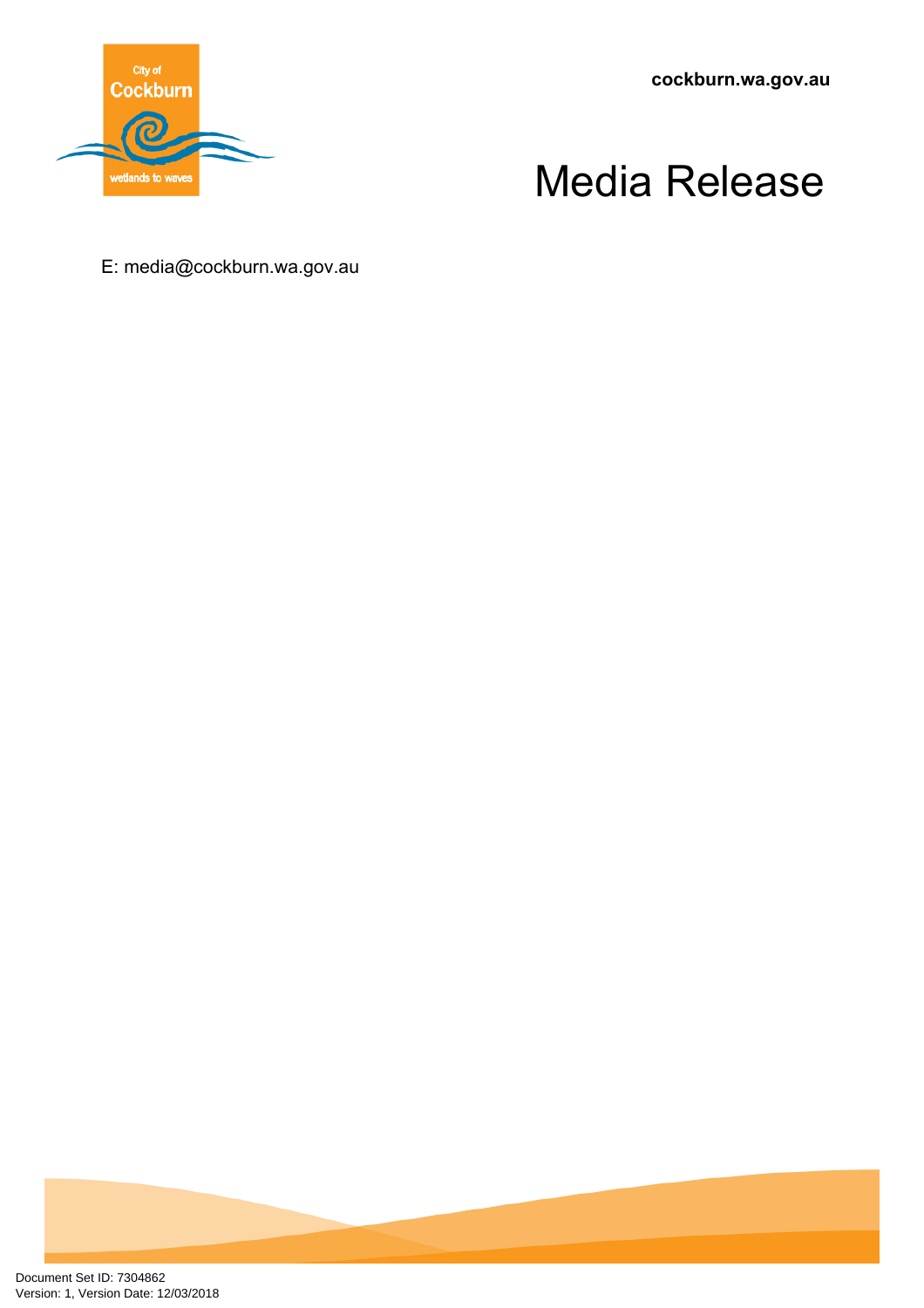cockburn.wa.gov.au

# Media Release

E: media@cockburn.wa.gov.au